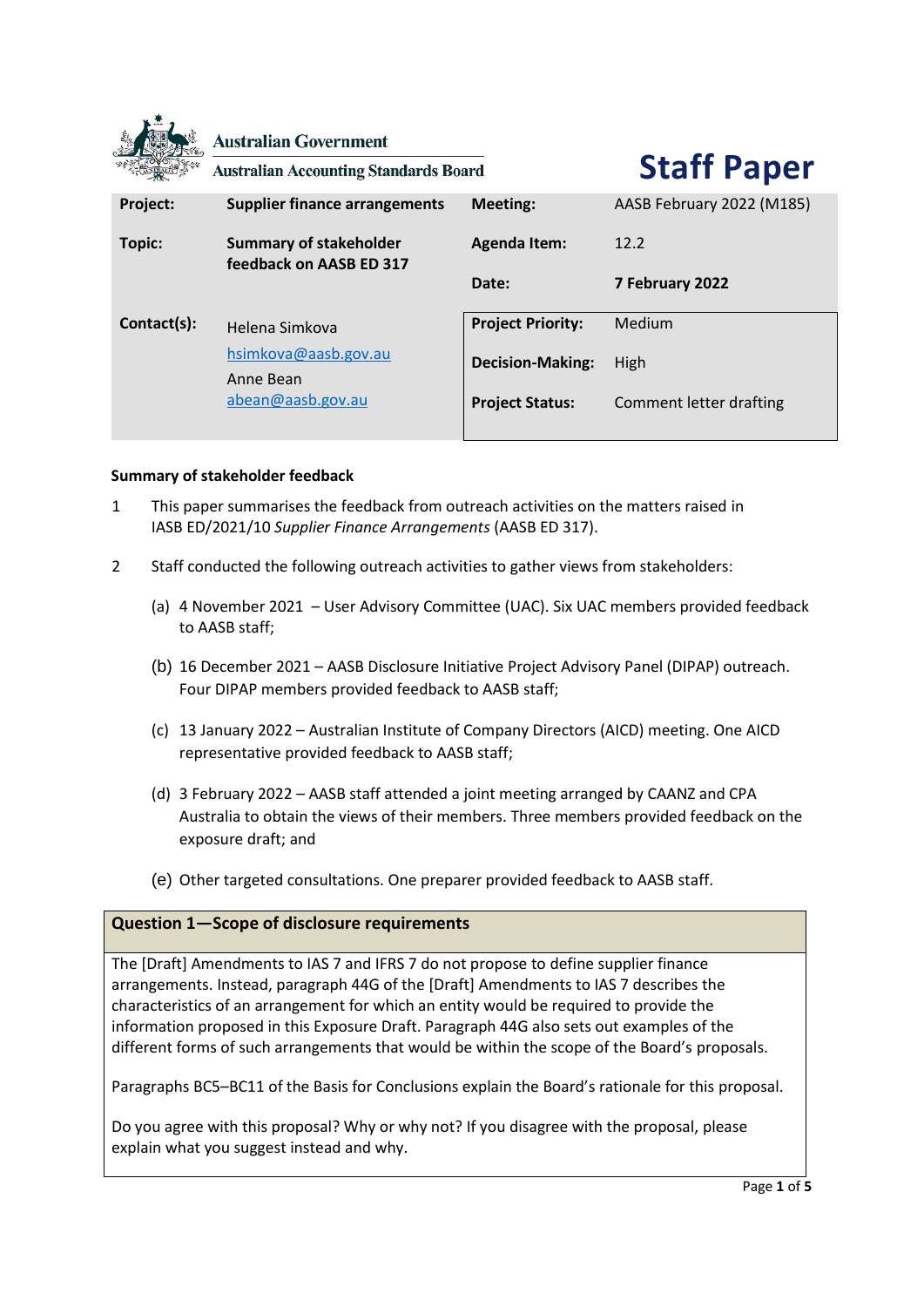Australian Government

Australian Accounting Standards Board

# Staff Paper

| Project: | Supplier finance arrangements | Meeting: | AASB February 2022 (M185) |
|---|---|---|---|
| Topic: | Summary of stakeholder feedback on AASB ED 317 | Agenda Item: | 12.2 |
| | | Date: | **7 February 2022** |
| Contact(s): | Helena Simkova<br>hsimkova@aasb.gov.au<br>Anne Bean<br>abean@aasb.gov.au | Project Priority: | Medium |
| | | Decision-Making: | High |
| | | Project Status: | Comment letter drafting |

**Summary of stakeholder feedback**

1 This paper summarises the feedback from outreach activities on the matters raised in IASB ED/2021/10 *Supplier Finance Arrangements* (AASB ED 317).

2 Staff conducted the following outreach activities to gather views from stakeholders:

(a) 4 November 2021 – User Advisory Committee (UAC). Six UAC members provided feedback to AASB staff;

(b) 16 December 2021 – AASB Disclosure Initiative Project Advisory Panel (DIPAP) outreach. Four DIPAP members provided feedback to AASB staff;

(c) 13 January 2022 – Australian Institute of Company Directors (AICD) meeting. One AICD representative provided feedback to AASB staff;

(d) 3 February 2022 – AASB staff attended a joint meeting arranged by CAANZ and CPA Australia to obtain the views of their members. Three members provided feedback on the exposure draft; and

(e) Other targeted consultations. One preparer provided feedback to AASB staff.

**Question 1—Scope of disclosure requirements**

The [Draft] Amendments to IAS 7 and IFRS 7 do not propose to define supplier finance arrangements. Instead, paragraph 44G of the [Draft] Amendments to IAS 7 describes the characteristics of an arrangement for which an entity would be required to provide the information proposed in this Exposure Draft. Paragraph 44G also sets out examples of the different forms of such arrangements that would be within the scope of the Board's proposals.

Paragraphs BC5–BC11 of the Basis for Conclusions explain the Board's rationale for this proposal.

Do you agree with this proposal? Why or why not? If you disagree with the proposal, please explain what you suggest instead and why.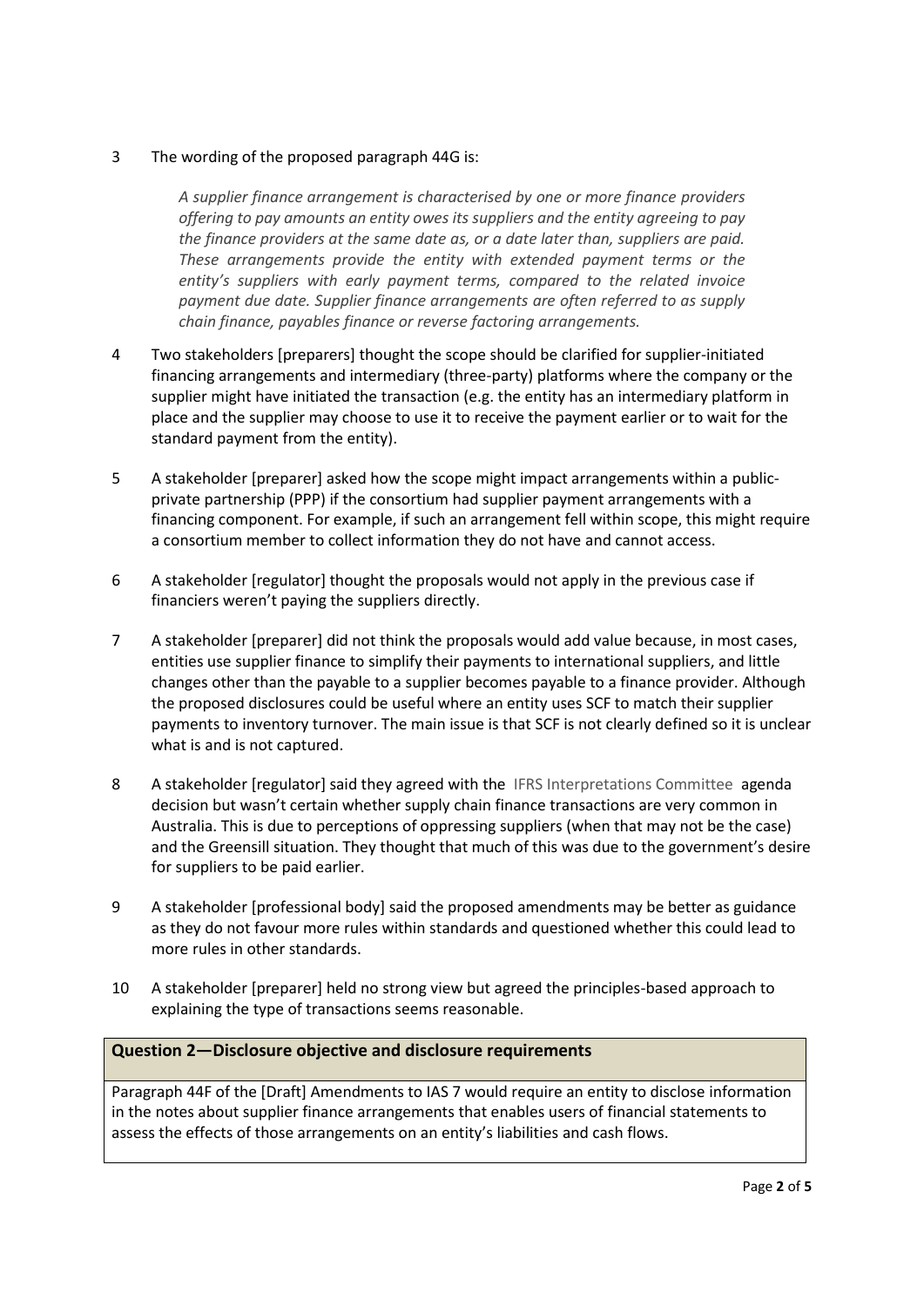3 The wording of the proposed paragraph 44G is:

> *A supplier finance arrangement is characterised by one or more finance providers offering to pay amounts an entity owes its suppliers and the entity agreeing to pay the finance providers at the same date as, or a date later than, suppliers are paid. These arrangements provide the entity with extended payment terms or the entity's suppliers with early payment terms, compared to the related invoice payment due date. Supplier finance arrangements are often referred to as supply chain finance, payables finance or reverse factoring arrangements.*

4 Two stakeholders [preparers] thought the scope should be clarified for supplier-initiated financing arrangements and intermediary (three-party) platforms where the company or the supplier might have initiated the transaction (e.g. the entity has an intermediary platform in place and the supplier may choose to use it to receive the payment earlier or to wait for the standard payment from the entity).

5 A stakeholder [preparer] asked how the scope might impact arrangements within a public-private partnership (PPP) if the consortium had supplier payment arrangements with a financing component. For example, if such an arrangement fell within scope, this might require a consortium member to collect information they do not have and cannot access.

6 A stakeholder [regulator] thought the proposals would not apply in the previous case if financiers weren't paying the suppliers directly.

7 A stakeholder [preparer] did not think the proposals would add value because, in most cases, entities use supplier finance to simplify their payments to international suppliers, and little changes other than the payable to a supplier becomes payable to a finance provider. Although the proposed disclosures could be useful where an entity uses SCF to match their supplier payments to inventory turnover. The main issue is that SCF is not clearly defined so it is unclear what is and is not captured.

8 A stakeholder [regulator] said they agreed with the IFRS Interpretations Committee agenda decision but wasn't certain whether supply chain finance transactions are very common in Australia. This is due to perceptions of oppressing suppliers (when that may not be the case) and the Greensill situation. They thought that much of this was due to the government's desire for suppliers to be paid earlier.

9 A stakeholder [professional body] said the proposed amendments may be better as guidance as they do not favour more rules within standards and questioned whether this could lead to more rules in other standards.

10 A stakeholder [preparer] held no strong view but agreed the principles-based approach to explaining the type of transactions seems reasonable.

**Question 2—Disclosure objective and disclosure requirements**

Paragraph 44F of the [Draft] Amendments to IAS 7 would require an entity to disclose information in the notes about supplier finance arrangements that enables users of financial statements to assess the effects of those arrangements on an entity's liabilities and cash flows.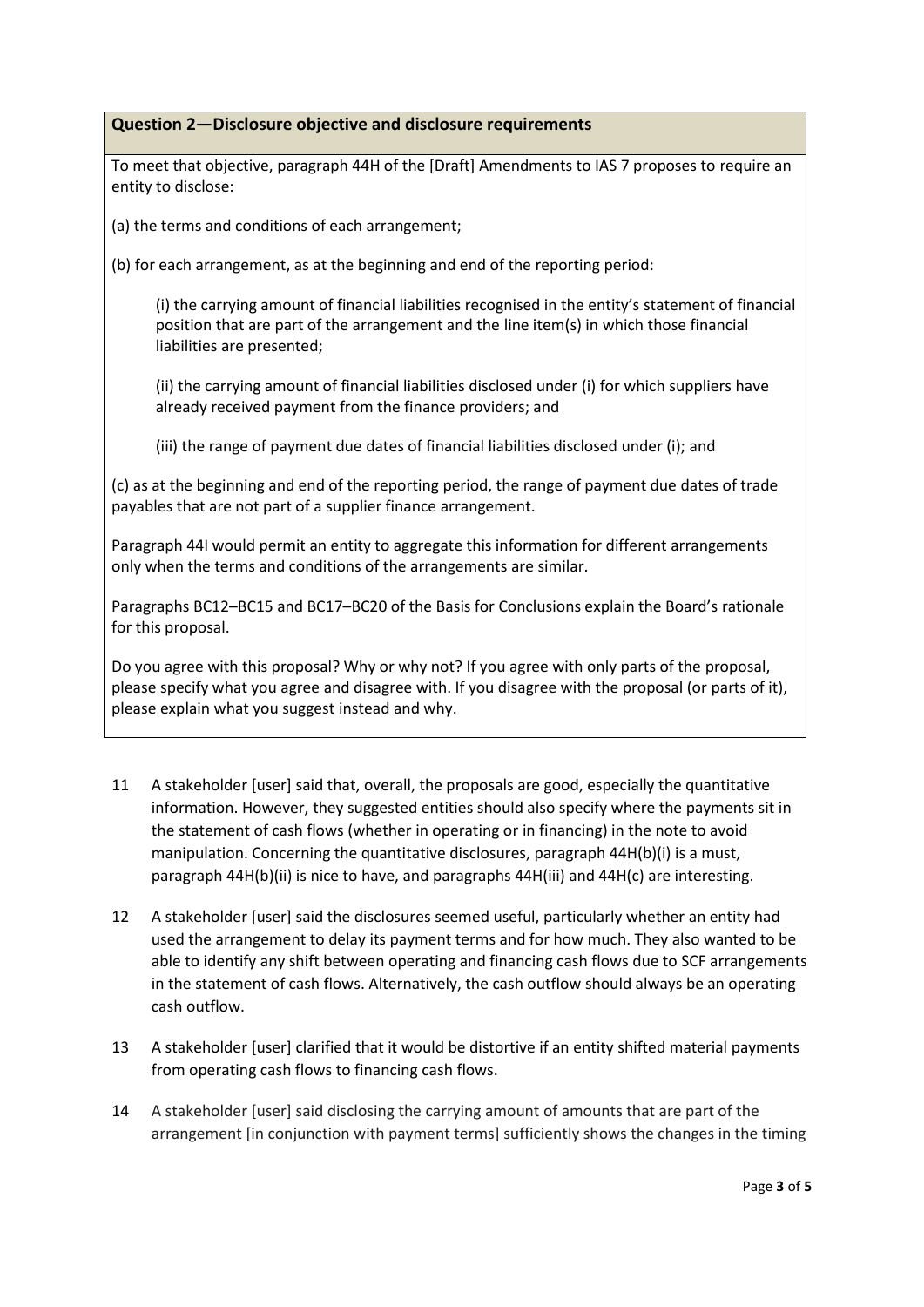**Question 2—Disclosure objective and disclosure requirements**

To meet that objective, paragraph 44H of the [Draft] Amendments to IAS 7 proposes to require an entity to disclose:

(a) the terms and conditions of each arrangement;

(b) for each arrangement, as at the beginning and end of the reporting period:

(i) the carrying amount of financial liabilities recognised in the entity's statement of financial position that are part of the arrangement and the line item(s) in which those financial liabilities are presented;

(ii) the carrying amount of financial liabilities disclosed under (i) for which suppliers have already received payment from the finance providers; and

(iii) the range of payment due dates of financial liabilities disclosed under (i); and

(c) as at the beginning and end of the reporting period, the range of payment due dates of trade payables that are not part of a supplier finance arrangement.

Paragraph 44I would permit an entity to aggregate this information for different arrangements only when the terms and conditions of the arrangements are similar.

Paragraphs BC12–BC15 and BC17–BC20 of the Basis for Conclusions explain the Board's rationale for this proposal.

Do you agree with this proposal? Why or why not? If you agree with only parts of the proposal, please specify what you agree and disagree with. If you disagree with the proposal (or parts of it), please explain what you suggest instead and why.

11 A stakeholder [user] said that, overall, the proposals are good, especially the quantitative information. However, they suggested entities should also specify where the payments sit in the statement of cash flows (whether in operating or in financing) in the note to avoid manipulation. Concerning the quantitative disclosures, paragraph 44H(b)(i) is a must, paragraph 44H(b)(ii) is nice to have, and paragraphs 44H(iii) and 44H(c) are interesting.

12 A stakeholder [user] said the disclosures seemed useful, particularly whether an entity had used the arrangement to delay its payment terms and for how much. They also wanted to be able to identify any shift between operating and financing cash flows due to SCF arrangements in the statement of cash flows. Alternatively, the cash outflow should always be an operating cash outflow.

13 A stakeholder [user] clarified that it would be distortive if an entity shifted material payments from operating cash flows to financing cash flows.

14 A stakeholder [user] said disclosing the carrying amount of amounts that are part of the arrangement [in conjunction with payment terms] sufficiently shows the changes in the timing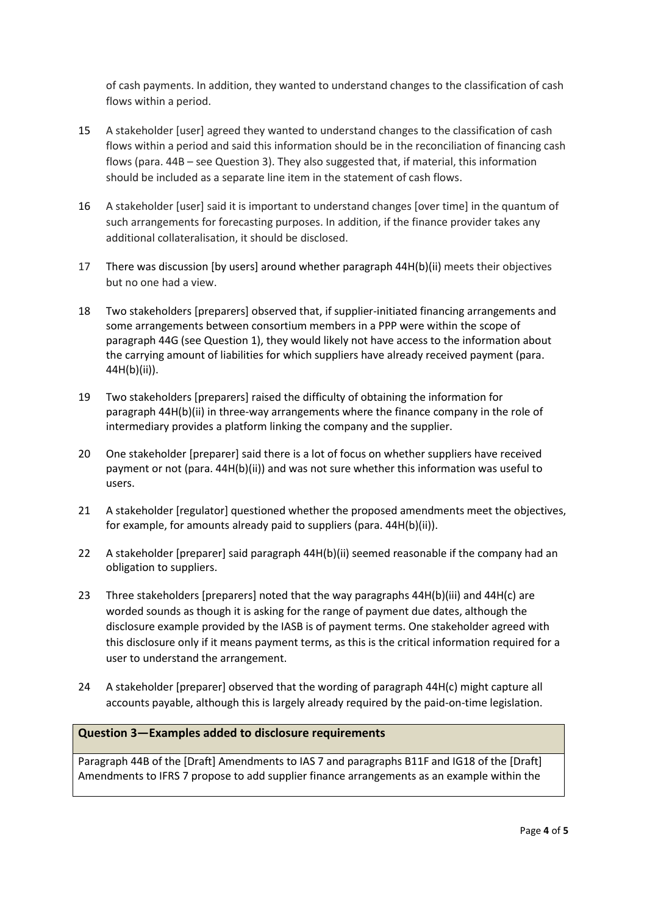of cash payments. In addition, they wanted to understand changes to the classification of cash flows within a period.

15 A stakeholder [user] agreed they wanted to understand changes to the classification of cash flows within a period and said this information should be in the reconciliation of financing cash flows (para. 44B – see Question 3). They also suggested that, if material, this information should be included as a separate line item in the statement of cash flows.

16 A stakeholder [user] said it is important to understand changes [over time] in the quantum of such arrangements for forecasting purposes. In addition, if the finance provider takes any additional collateralisation, it should be disclosed.

17 There was discussion [by users] around whether paragraph 44H(b)(ii) meets their objectives but no one had a view.

18 Two stakeholders [preparers] observed that, if supplier-initiated financing arrangements and some arrangements between consortium members in a PPP were within the scope of paragraph 44G (see Question 1), they would likely not have access to the information about the carrying amount of liabilities for which suppliers have already received payment (para. 44H(b)(ii)).

19 Two stakeholders [preparers] raised the difficulty of obtaining the information for paragraph 44H(b)(ii) in three-way arrangements where the finance company in the role of intermediary provides a platform linking the company and the supplier.

20 One stakeholder [preparer] said there is a lot of focus on whether suppliers have received payment or not (para. 44H(b)(ii)) and was not sure whether this information was useful to users.

21 A stakeholder [regulator] questioned whether the proposed amendments meet the objectives, for example, for amounts already paid to suppliers (para. 44H(b)(ii)).

22 A stakeholder [preparer] said paragraph 44H(b)(ii) seemed reasonable if the company had an obligation to suppliers.

23 Three stakeholders [preparers] noted that the way paragraphs 44H(b)(iii) and 44H(c) are worded sounds as though it is asking for the range of payment due dates, although the disclosure example provided by the IASB is of payment terms. One stakeholder agreed with this disclosure only if it means payment terms, as this is the critical information required for a user to understand the arrangement.

24 A stakeholder [preparer] observed that the wording of paragraph 44H(c) might capture all accounts payable, although this is largely already required by the paid-on-time legislation.

**Question 3—Examples added to disclosure requirements**

Paragraph 44B of the [Draft] Amendments to IAS 7 and paragraphs B11F and IG18 of the [Draft] Amendments to IFRS 7 propose to add supplier finance arrangements as an example within the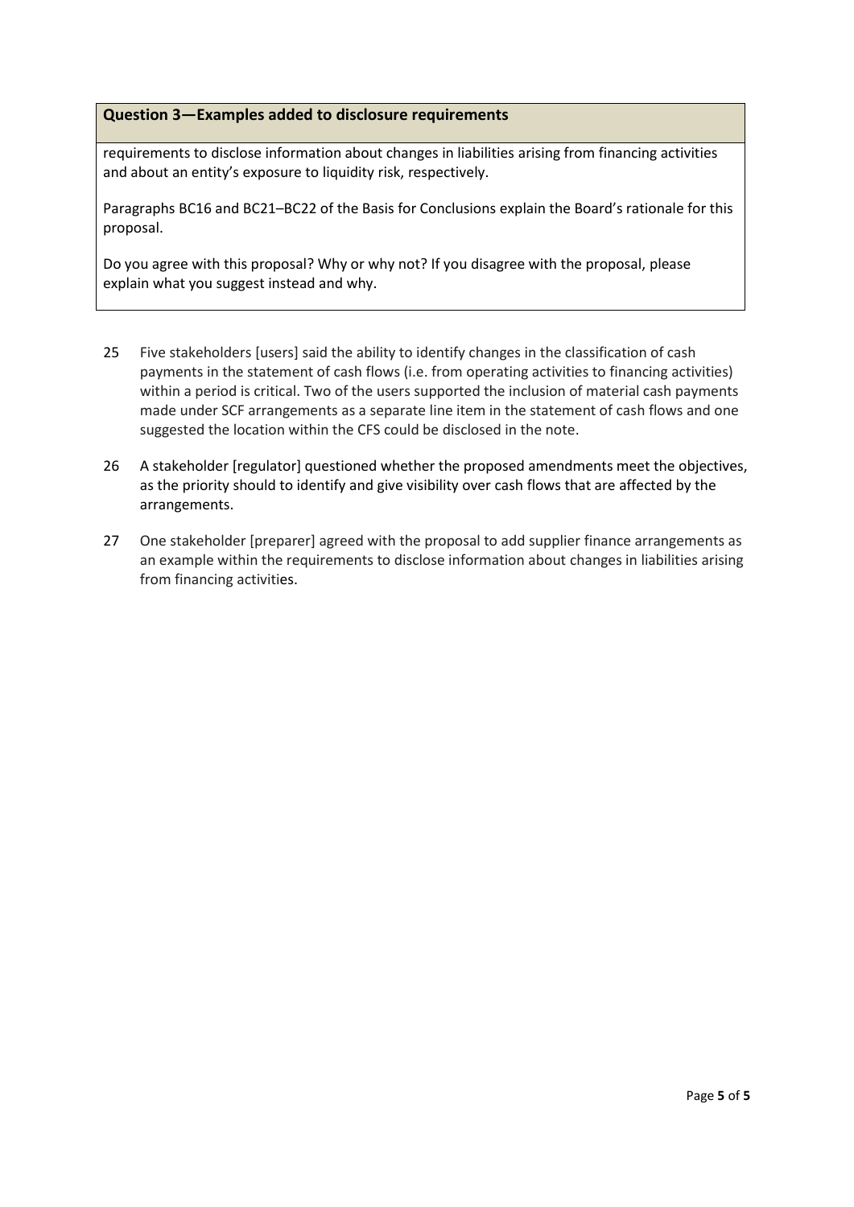**Question 3—Examples added to disclosure requirements**

requirements to disclose information about changes in liabilities arising from financing activities and about an entity's exposure to liquidity risk, respectively.

Paragraphs BC16 and BC21–BC22 of the Basis for Conclusions explain the Board's rationale for this proposal.

Do you agree with this proposal? Why or why not? If you disagree with the proposal, please explain what you suggest instead and why.

25 Five stakeholders [users] said the ability to identify changes in the classification of cash payments in the statement of cash flows (i.e. from operating activities to financing activities) within a period is critical. Two of the users supported the inclusion of material cash payments made under SCF arrangements as a separate line item in the statement of cash flows and one suggested the location within the CFS could be disclosed in the note.

26 A stakeholder [regulator] questioned whether the proposed amendments meet the objectives, as the priority should to identify and give visibility over cash flows that are affected by the arrangements.

27 One stakeholder [preparer] agreed with the proposal to add supplier finance arrangements as an example within the requirements to disclose information about changes in liabilities arising from financing activities.